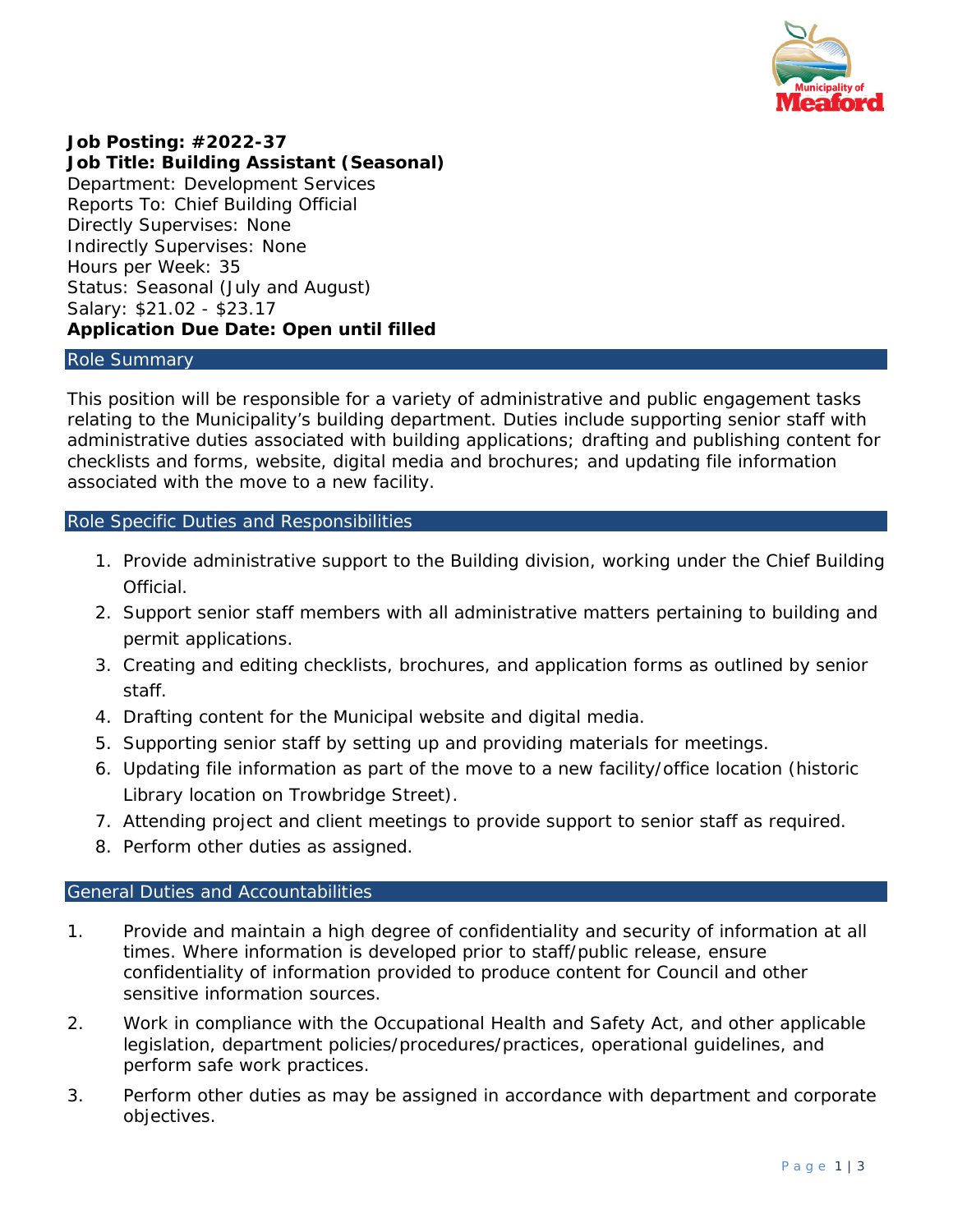**Job Posting: #2022-37**
**Job Title: Building Assistant (Seasonal)**
Department: Development Services
Reports To: Chief Building Official
Directly Supervises: None
Indirectly Supervises: None
Hours per Week: 35
Status: Seasonal (July and August)
Salary: $21.02 - $23.17
**Application Due Date: Open until filled**

## Role Summary

This position will be responsible for a variety of administrative and public engagement tasks relating to the Municipality's building department. Duties include supporting senior staff with administrative duties associated with building applications; drafting and publishing content for checklists and forms, website, digital media and brochures; and updating file information associated with the move to a new facility.

## Role Specific Duties and Responsibilities

1. Provide administrative support to the Building division, working under the Chief Building Official.
2. Support senior staff members with all administrative matters pertaining to building and permit applications.
3. Creating and editing checklists, brochures, and application forms as outlined by senior staff.
4. Drafting content for the Municipal website and digital media.
5. Supporting senior staff by setting up and providing materials for meetings.
6. Updating file information as part of the move to a new facility/office location (historic Library location on Trowbridge Street).
7. Attending project and client meetings to provide support to senior staff as required.
8. Perform other duties as assigned.

## General Duties and Accountabilities

1. Provide and maintain a high degree of confidentiality and security of information at all times. Where information is developed prior to staff/public release, ensure confidentiality of information provided to produce content for Council and other sensitive information sources.
2. Work in compliance with the Occupational Health and Safety Act, and other applicable legislation, department policies/procedures/practices, operational guidelines, and perform safe work practices.
3. Perform other duties as may be assigned in accordance with department and corporate objectives.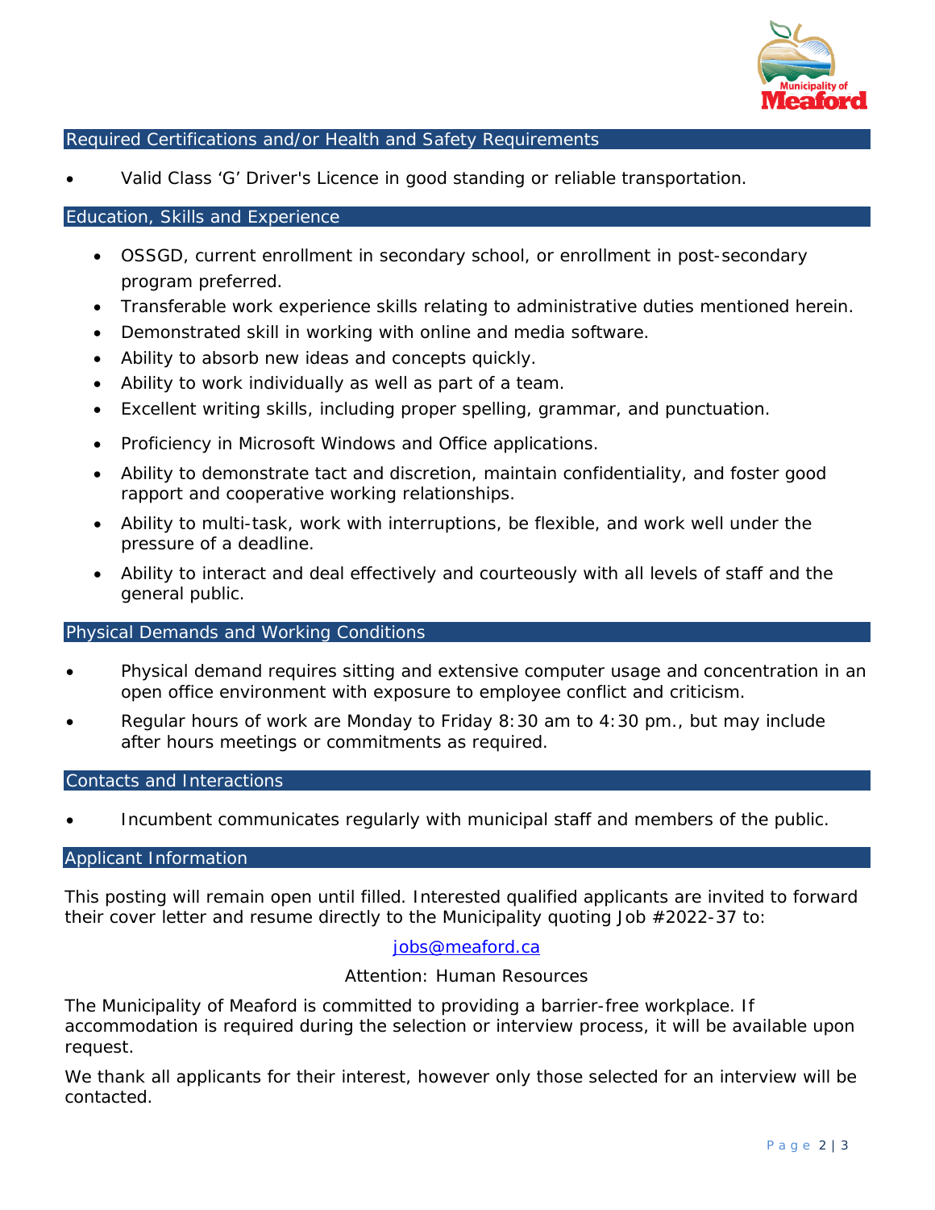## Required Certifications and/or Health and Safety Requirements

- Valid Class 'G' Driver's Licence in good standing or reliable transportation.

## Education, Skills and Experience

- OSSGD, current enrollment in secondary school, or enrollment in post-secondary program preferred.
- Transferable work experience skills relating to administrative duties mentioned herein.
- Demonstrated skill in working with online and media software.
- Ability to absorb new ideas and concepts quickly.
- Ability to work individually as well as part of a team.
- Excellent writing skills, including proper spelling, grammar, and punctuation.
- Proficiency in Microsoft Windows and Office applications.
- Ability to demonstrate tact and discretion, maintain confidentiality, and foster good rapport and cooperative working relationships.
- Ability to multi-task, work with interruptions, be flexible, and work well under the pressure of a deadline.
- Ability to interact and deal effectively and courteously with all levels of staff and the general public.

## Physical Demands and Working Conditions

- Physical demand requires sitting and extensive computer usage and concentration in an open office environment with exposure to employee conflict and criticism.
- Regular hours of work are Monday to Friday 8:30 am to 4:30 pm., but may include after hours meetings or commitments as required.

## Contacts and Interactions

- Incumbent communicates regularly with municipal staff and members of the public.

## Applicant Information

This posting will remain open until filled. Interested qualified applicants are invited to forward their cover letter and resume directly to the Municipality quoting Job #2022-37 to:

jobs@meaford.ca

Attention: Human Resources

The Municipality of Meaford is committed to providing a barrier-free workplace. If accommodation is required during the selection or interview process, it will be available upon request.

We thank all applicants for their interest, however only those selected for an interview will be contacted.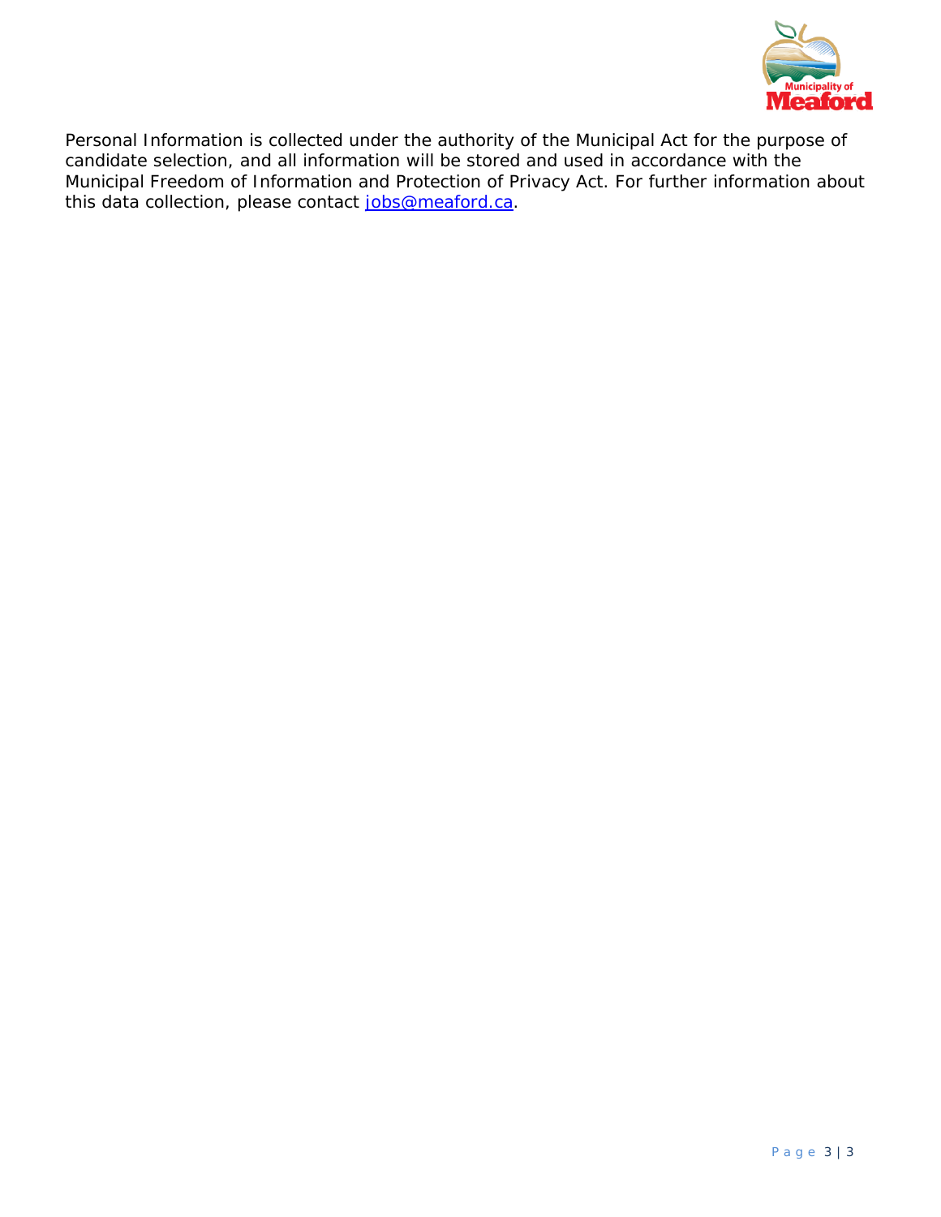Personal Information is collected under the authority of the Municipal Act for the purpose of candidate selection, and all information will be stored and used in accordance with the Municipal Freedom of Information and Protection of Privacy Act. For further information about this data collection, please contact jobs@meaford.ca.